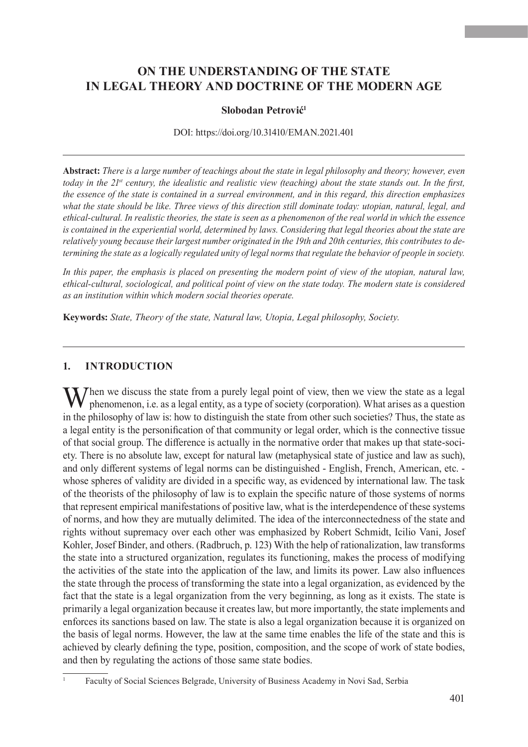# ON THE UNDERSTANDING OF THE STATE IN LEGAL THEORY AND DOCTRINE OF THE MODERN AGE

**Slobodan Petrović[1]**

DOI: https://doi.org/10.31410/EMAN.2021.401

---

**Abstract:** *There is a large number of teachings about the state in legal philosophy and theory; however, even today in the 21st century, the idealistic and realistic view (teaching) about the state stands out. In the first, the essence of the state is contained in a surreal environment, and in this regard, this direction emphasizes what the state should be like. Three views of this direction still dominate today: utopian, natural, legal, and ethical-cultural. In realistic theories, the state is seen as a phenomenon of the real world in which the essence is contained in the experiential world, determined by laws. Considering that legal theories about the state are relatively young because their largest number originated in the 19th and 20th centuries, this contributes to determining the state as a logically regulated unity of legal norms that regulate the behavior of people in society.*

*In this paper, the emphasis is placed on presenting the modern point of view of the utopian, natural law, ethical-cultural, sociological, and political point of view on the state today. The modern state is considered as an institution within which modern social theories operate.*

**Keywords:** *State, Theory of the state, Natural law, Utopia, Legal philosophy, Society.*

---

## 1. INTRODUCTION

When we discuss the state from a purely legal point of view, then we view the state as a legal phenomenon, i.e. as a legal entity, as a type of society (corporation). What arises as a question in the philosophy of law is: how to distinguish the state from other such societies? Thus, the state as a legal entity is the personification of that community or legal order, which is the connective tissue of that social group. The difference is actually in the normative order that makes up that state-society. There is no absolute law, except for natural law (metaphysical state of justice and law as such), and only different systems of legal norms can be distinguished - English, French, American, etc. - whose spheres of validity are divided in a specific way, as evidenced by international law. The task of the theorists of the philosophy of law is to explain the specific nature of those systems of norms that represent empirical manifestations of positive law, what is the interdependence of these systems of norms, and how they are mutually delimited. The idea of the interconnectedness of the state and rights without supremacy over each other was emphasized by Robert Schmidt, Icilio Vani, Josef Kohler, Josef Binder, and others. (Radbruch, p. 123) With the help of rationalization, law transforms the state into a structured organization, regulates its functioning, makes the process of modifying the activities of the state into the application of the law, and limits its power. Law also influences the state through the process of transforming the state into a legal organization, as evidenced by the fact that the state is a legal organization from the very beginning, as long as it exists. The state is primarily a legal organization because it creates law, but more importantly, the state implements and enforces its sanctions based on law. The state is also a legal organization because it is organized on the basis of legal norms. However, the law at the same time enables the life of the state and this is achieved by clearly defining the type, position, composition, and the scope of work of state bodies, and then by regulating the actions of those same state bodies.

---

[1] Faculty of Social Sciences Belgrade, University of Business Academy in Novi Sad, Serbia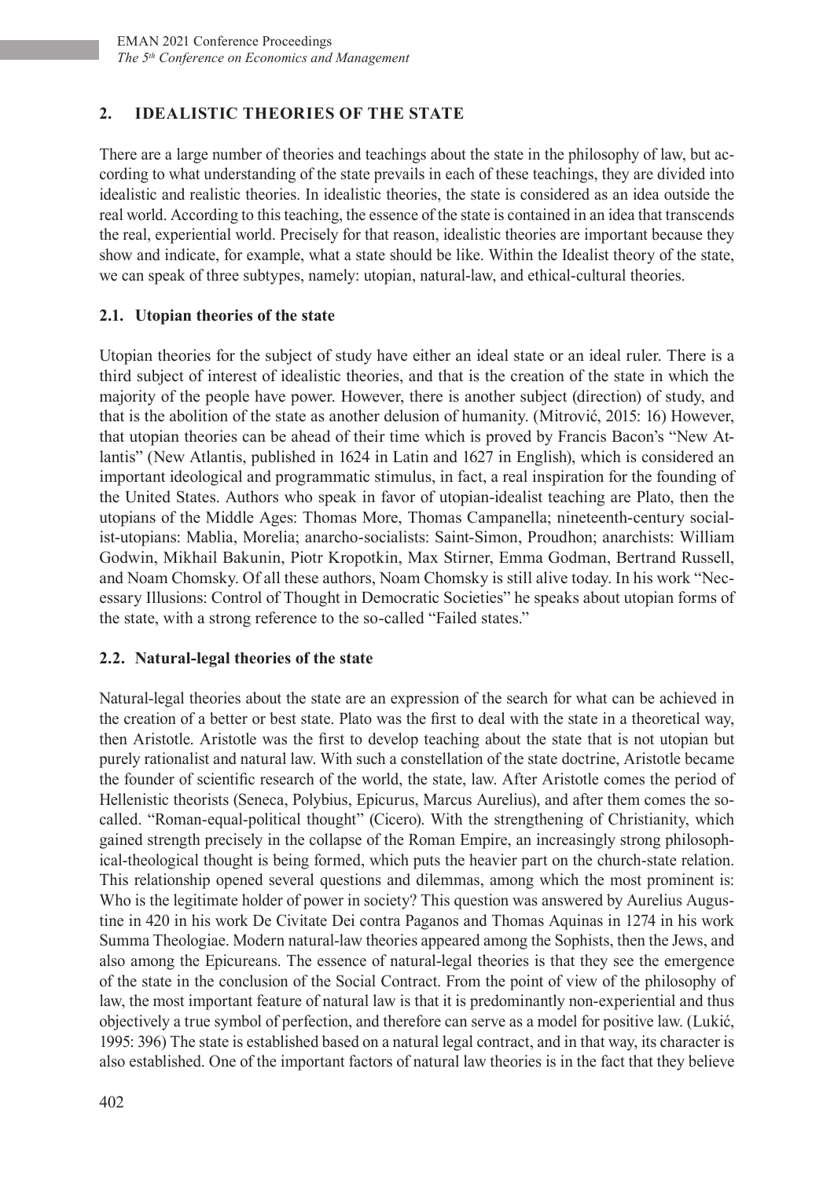## 2. IDEALISTIC THEORIES OF THE STATE

There are a large number of theories and teachings about the state in the philosophy of law, but according to what understanding of the state prevails in each of these teachings, they are divided into idealistic and realistic theories. In idealistic theories, the state is considered as an idea outside the real world. According to this teaching, the essence of the state is contained in an idea that transcends the real, experiential world. Precisely for that reason, idealistic theories are important because they show and indicate, for example, what a state should be like. Within the Idealist theory of the state, we can speak of three subtypes, namely: utopian, natural-law, and ethical-cultural theories.

### 2.1. Utopian theories of the state

Utopian theories for the subject of study have either an ideal state or an ideal ruler. There is a third subject of interest of idealistic theories, and that is the creation of the state in which the majority of the people have power. However, there is another subject (direction) of study, and that is the abolition of the state as another delusion of humanity. (Mitrović, 2015: 16) However, that utopian theories can be ahead of their time which is proved by Francis Bacon's "New Atlantis" (New Atlantis, published in 1624 in Latin and 1627 in English), which is considered an important ideological and programmatic stimulus, in fact, a real inspiration for the founding of the United States. Authors who speak in favor of utopian-idealist teaching are Plato, then the utopians of the Middle Ages: Thomas More, Thomas Campanella; nineteenth-century socialist-utopians: Mablia, Morelia; anarcho-socialists: Saint-Simon, Proudhon; anarchists: William Godwin, Mikhail Bakunin, Piotr Kropotkin, Max Stirner, Emma Godman, Bertrand Russell, and Noam Chomsky. Of all these authors, Noam Chomsky is still alive today. In his work "Necessary Illusions: Control of Thought in Democratic Societies" he speaks about utopian forms of the state, with a strong reference to the so-called "Failed states."

### 2.2. Natural-legal theories of the state

Natural-legal theories about the state are an expression of the search for what can be achieved in the creation of a better or best state. Plato was the first to deal with the state in a theoretical way, then Aristotle. Aristotle was the first to develop teaching about the state that is not utopian but purely rationalist and natural law. With such a constellation of the state doctrine, Aristotle became the founder of scientific research of the world, the state, law. After Aristotle comes the period of Hellenistic theorists (Seneca, Polybius, Epicurus, Marcus Aurelius), and after them comes the so-called. "Roman-equal-political thought" (Cicero). With the strengthening of Christianity, which gained strength precisely in the collapse of the Roman Empire, an increasingly strong philosophical-theological thought is being formed, which puts the heavier part on the church-state relation. This relationship opened several questions and dilemmas, among which the most prominent is: Who is the legitimate holder of power in society? This question was answered by Aurelius Augustine in 420 in his work De Civitate Dei contra Paganos and Thomas Aquinas in 1274 in his work Summa Theologiae. Modern natural-law theories appeared among the Sophists, then the Jews, and also among the Epicureans. The essence of natural-legal theories is that they see the emergence of the state in the conclusion of the Social Contract. From the point of view of the philosophy of law, the most important feature of natural law is that it is predominantly non-experiential and thus objectively a true symbol of perfection, and therefore can serve as a model for positive law. (Lukić, 1995: 396) The state is established based on a natural legal contract, and in that way, its character is also established. One of the important factors of natural law theories is in the fact that they believe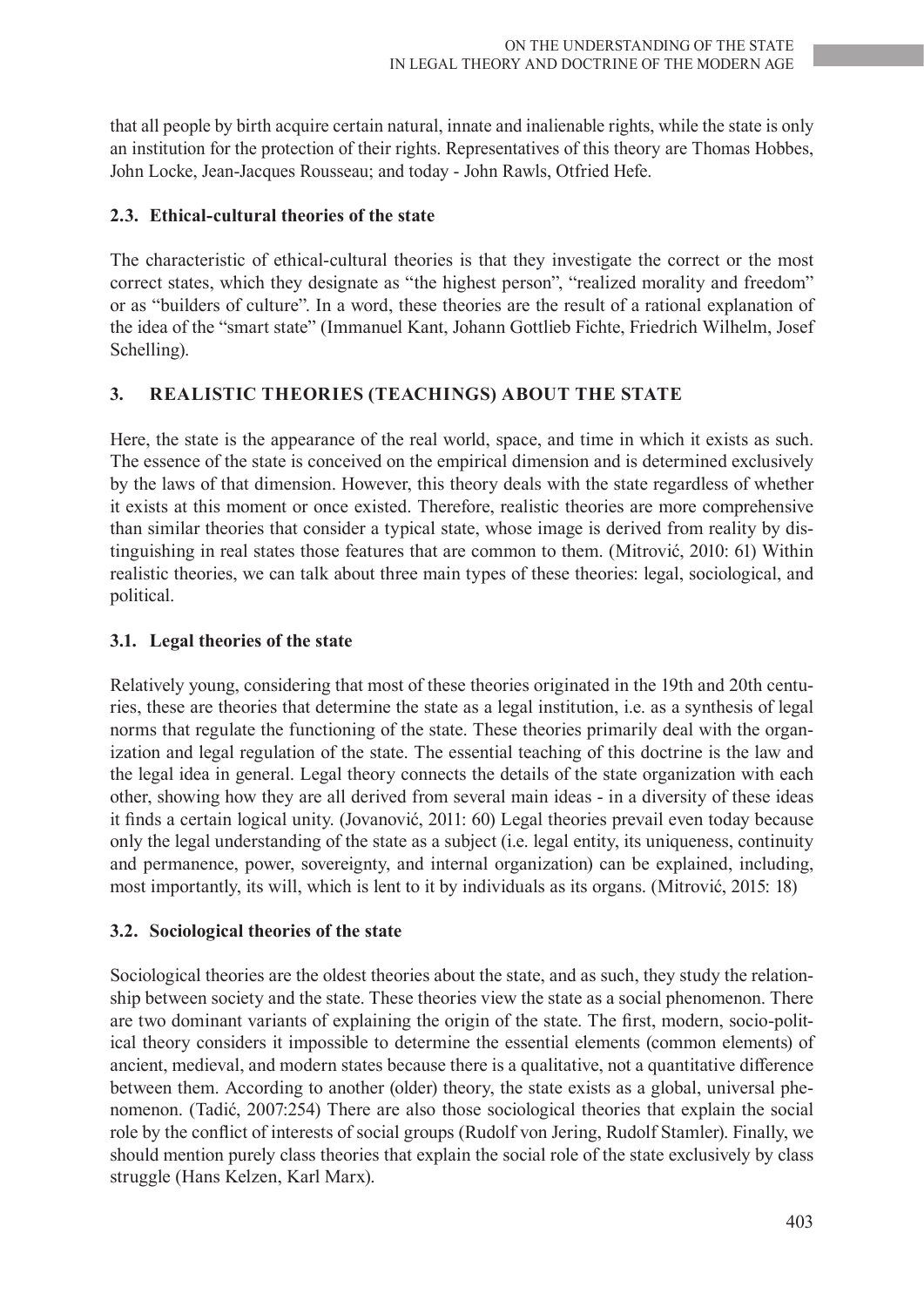that all people by birth acquire certain natural, innate and inalienable rights, while the state is only an institution for the protection of their rights. Representatives of this theory are Thomas Hobbes, John Locke, Jean-Jacques Rousseau; and today - John Rawls, Otfried Hefe.

### 2.3. Ethical-cultural theories of the state

The characteristic of ethical-cultural theories is that they investigate the correct or the most correct states, which they designate as "the highest person", "realized morality and freedom" or as "builders of culture". In a word, these theories are the result of a rational explanation of the idea of the "smart state" (Immanuel Kant, Johann Gottlieb Fichte, Friedrich Wilhelm, Josef Schelling).

## 3. REALISTIC THEORIES (TEACHINGS) ABOUT THE STATE

Here, the state is the appearance of the real world, space, and time in which it exists as such. The essence of the state is conceived on the empirical dimension and is determined exclusively by the laws of that dimension. However, this theory deals with the state regardless of whether it exists at this moment or once existed. Therefore, realistic theories are more comprehensive than similar theories that consider a typical state, whose image is derived from reality by distinguishing in real states those features that are common to them. (Mitrović, 2010: 61) Within realistic theories, we can talk about three main types of these theories: legal, sociological, and political.

### 3.1. Legal theories of the state

Relatively young, considering that most of these theories originated in the 19th and 20th centuries, these are theories that determine the state as a legal institution, i.e. as a synthesis of legal norms that regulate the functioning of the state. These theories primarily deal with the organization and legal regulation of the state. The essential teaching of this doctrine is the law and the legal idea in general. Legal theory connects the details of the state organization with each other, showing how they are all derived from several main ideas - in a diversity of these ideas it finds a certain logical unity. (Jovanović, 2011: 60) Legal theories prevail even today because only the legal understanding of the state as a subject (i.e. legal entity, its uniqueness, continuity and permanence, power, sovereignty, and internal organization) can be explained, including, most importantly, its will, which is lent to it by individuals as its organs. (Mitrović, 2015: 18)

### 3.2. Sociological theories of the state

Sociological theories are the oldest theories about the state, and as such, they study the relationship between society and the state. These theories view the state as a social phenomenon. There are two dominant variants of explaining the origin of the state. The first, modern, socio-political theory considers it impossible to determine the essential elements (common elements) of ancient, medieval, and modern states because there is a qualitative, not a quantitative difference between them. According to another (older) theory, the state exists as a global, universal phenomenon. (Tadić, 2007:254) There are also those sociological theories that explain the social role by the conflict of interests of social groups (Rudolf von Jering, Rudolf Stamler). Finally, we should mention purely class theories that explain the social role of the state exclusively by class struggle (Hans Kelzen, Karl Marx).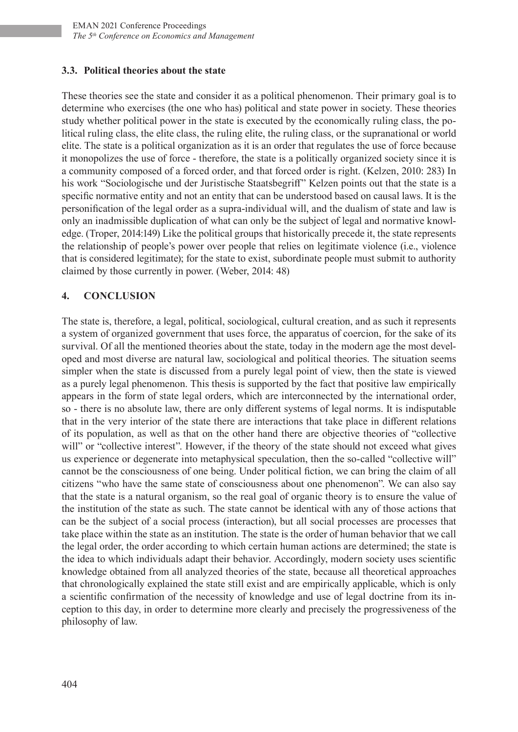### 3.3. Political theories about the state

These theories see the state and consider it as a political phenomenon. Their primary goal is to determine who exercises (the one who has) political and state power in society. These theories study whether political power in the state is executed by the economically ruling class, the political ruling class, the elite class, the ruling elite, the ruling class, or the supranational or world elite. The state is a political organization as it is an order that regulates the use of force because it monopolizes the use of force - therefore, the state is a politically organized society since it is a community composed of a forced order, and that forced order is right. (Kelzen, 2010: 283) In his work "Sociologische und der Juristische Staatsbegriff" Kelzen points out that the state is a specific normative entity and not an entity that can be understood based on causal laws. It is the personification of the legal order as a supra-individual will, and the dualism of state and law is only an inadmissible duplication of what can only be the subject of legal and normative knowledge. (Troper, 2014:149) Like the political groups that historically precede it, the state represents the relationship of people's power over people that relies on legitimate violence (i.e., violence that is considered legitimate); for the state to exist, subordinate people must submit to authority claimed by those currently in power. (Weber, 2014: 48)

## 4. CONCLUSION

The state is, therefore, a legal, political, sociological, cultural creation, and as such it represents a system of organized government that uses force, the apparatus of coercion, for the sake of its survival. Of all the mentioned theories about the state, today in the modern age the most developed and most diverse are natural law, sociological and political theories. The situation seems simpler when the state is discussed from a purely legal point of view, then the state is viewed as a purely legal phenomenon. This thesis is supported by the fact that positive law empirically appears in the form of state legal orders, which are interconnected by the international order, so - there is no absolute law, there are only different systems of legal norms. It is indisputable that in the very interior of the state there are interactions that take place in different relations of its population, as well as that on the other hand there are objective theories of "collective will" or "collective interest". However, if the theory of the state should not exceed what gives us experience or degenerate into metaphysical speculation, then the so-called "collective will" cannot be the consciousness of one being. Under political fiction, we can bring the claim of all citizens "who have the same state of consciousness about one phenomenon". We can also say that the state is a natural organism, so the real goal of organic theory is to ensure the value of the institution of the state as such. The state cannot be identical with any of those actions that can be the subject of a social process (interaction), but all social processes are processes that take place within the state as an institution. The state is the order of human behavior that we call the legal order, the order according to which certain human actions are determined; the state is the idea to which individuals adapt their behavior. Accordingly, modern society uses scientific knowledge obtained from all analyzed theories of the state, because all theoretical approaches that chronologically explained the state still exist and are empirically applicable, which is only a scientific confirmation of the necessity of knowledge and use of legal doctrine from its inception to this day, in order to determine more clearly and precisely the progressiveness of the philosophy of law.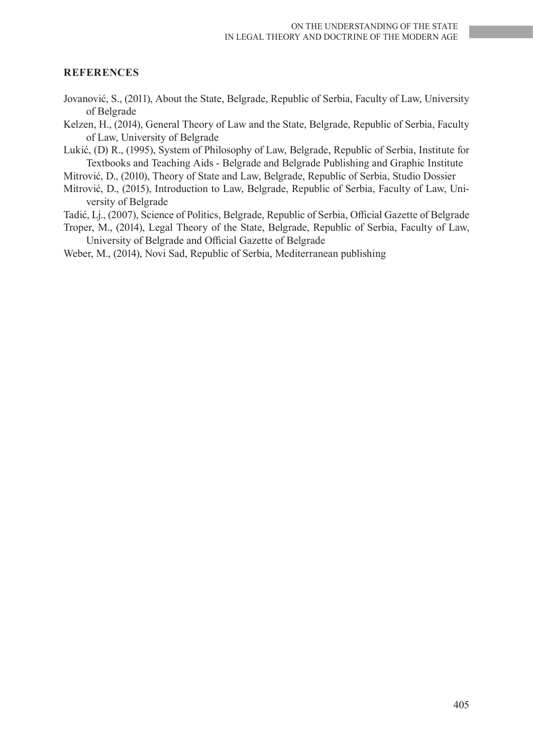## REFERENCES

Jovanović, S., (2011), About the State, Belgrade, Republic of Serbia, Faculty of Law, University of Belgrade

Kelzen, H., (2014), General Theory of Law and the State, Belgrade, Republic of Serbia, Faculty of Law, University of Belgrade

Lukić, (D) R., (1995), System of Philosophy of Law, Belgrade, Republic of Serbia, Institute for Textbooks and Teaching Aids - Belgrade and Belgrade Publishing and Graphic Institute

Mitrović, D., (2010), Theory of State and Law, Belgrade, Republic of Serbia, Studio Dossier

Mitrović, D., (2015), Introduction to Law, Belgrade, Republic of Serbia, Faculty of Law, University of Belgrade

Tadić, Lj., (2007), Science of Politics, Belgrade, Republic of Serbia, Official Gazette of Belgrade

Troper, M., (2014), Legal Theory of the State, Belgrade, Republic of Serbia, Faculty of Law, University of Belgrade and Official Gazette of Belgrade

Weber, M., (2014), Novi Sad, Republic of Serbia, Mediterranean publishing